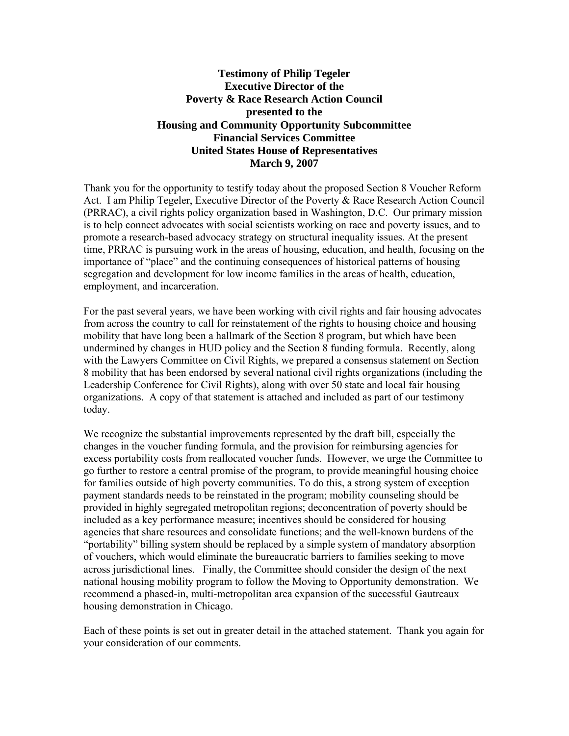# Testimony of Philip Tegeler
## Executive Director of the
## Poverty & Race Research Action Council
## presented to the
## Housing and Community Opportunity Subcommittee
## Financial Services Committee
## United States House of Representatives
## March 9, 2007

Thank you for the opportunity to testify today about the proposed Section 8 Voucher Reform Act. I am Philip Tegeler, Executive Director of the Poverty & Race Research Action Council (PRRAC), a civil rights policy organization based in Washington, D.C. Our primary mission is to help connect advocates with social scientists working on race and poverty issues, and to promote a research-based advocacy strategy on structural inequality issues. At the present time, PRRAC is pursuing work in the areas of housing, education, and health, focusing on the importance of "place" and the continuing consequences of historical patterns of housing segregation and development for low income families in the areas of health, education, employment, and incarceration.

For the past several years, we have been working with civil rights and fair housing advocates from across the country to call for reinstatement of the rights to housing choice and housing mobility that have long been a hallmark of the Section 8 program, but which have been undermined by changes in HUD policy and the Section 8 funding formula. Recently, along with the Lawyers Committee on Civil Rights, we prepared a consensus statement on Section 8 mobility that has been endorsed by several national civil rights organizations (including the Leadership Conference for Civil Rights), along with over 50 state and local fair housing organizations. A copy of that statement is attached and included as part of our testimony today.

We recognize the substantial improvements represented by the draft bill, especially the changes in the voucher funding formula, and the provision for reimbursing agencies for excess portability costs from reallocated voucher funds. However, we urge the Committee to go further to restore a central promise of the program, to provide meaningful housing choice for families outside of high poverty communities. To do this, a strong system of exception payment standards needs to be reinstated in the program; mobility counseling should be provided in highly segregated metropolitan regions; deconcentration of poverty should be included as a key performance measure; incentives should be considered for housing agencies that share resources and consolidate functions; and the well-known burdens of the "portability" billing system should be replaced by a simple system of mandatory absorption of vouchers, which would eliminate the bureaucratic barriers to families seeking to move across jurisdictional lines. Finally, the Committee should consider the design of the next national housing mobility program to follow the Moving to Opportunity demonstration. We recommend a phased-in, multi-metropolitan area expansion of the successful Gautreaux housing demonstration in Chicago.

Each of these points is set out in greater detail in the attached statement. Thank you again for your consideration of our comments.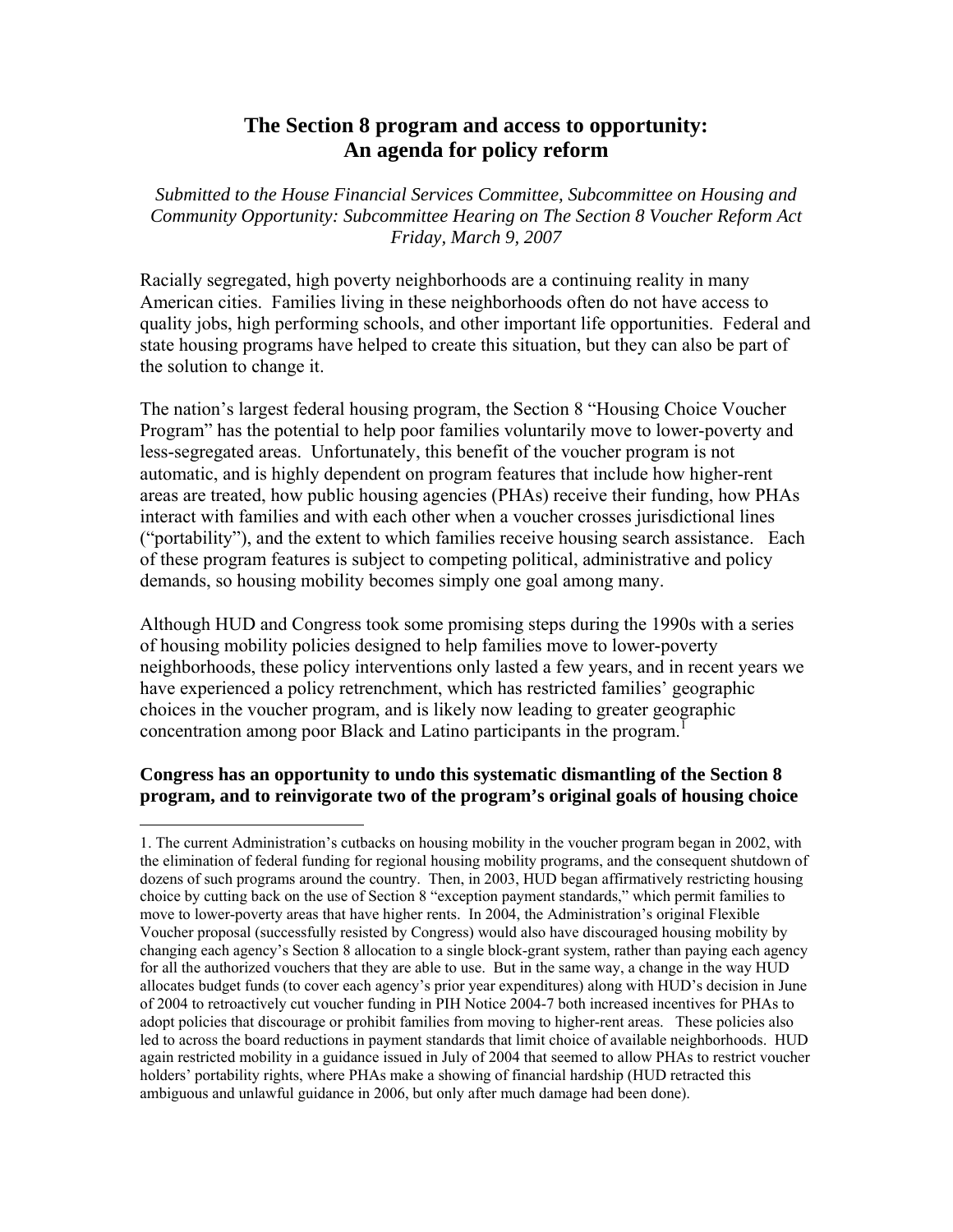# The Section 8 program and access to opportunity: An agenda for policy reform

*Submitted to the House Financial Services Committee, Subcommittee on Housing and Community Opportunity: Subcommittee Hearing on The Section 8 Voucher Reform Act Friday, March 9, 2007*

Racially segregated, high poverty neighborhoods are a continuing reality in many American cities. Families living in these neighborhoods often do not have access to quality jobs, high performing schools, and other important life opportunities. Federal and state housing programs have helped to create this situation, but they can also be part of the solution to change it.

The nation's largest federal housing program, the Section 8 "Housing Choice Voucher Program" has the potential to help poor families voluntarily move to lower-poverty and less-segregated areas. Unfortunately, this benefit of the voucher program is not automatic, and is highly dependent on program features that include how higher-rent areas are treated, how public housing agencies (PHAs) receive their funding, how PHAs interact with families and with each other when a voucher crosses jurisdictional lines ("portability"), and the extent to which families receive housing search assistance. Each of these program features is subject to competing political, administrative and policy demands, so housing mobility becomes simply one goal among many.

Although HUD and Congress took some promising steps during the 1990s with a series of housing mobility policies designed to help families move to lower-poverty neighborhoods, these policy interventions only lasted a few years, and in recent years we have experienced a policy retrenchment, which has restricted families' geographic choices in the voucher program, and is likely now leading to greater geographic concentration among poor Black and Latino participants in the program.[1]

**Congress has an opportunity to undo this systematic dismantling of the Section 8 program, and to reinvigorate two of the program's original goals of housing choice**

1. The current Administration's cutbacks on housing mobility in the voucher program began in 2002, with the elimination of federal funding for regional housing mobility programs, and the consequent shutdown of dozens of such programs around the country. Then, in 2003, HUD began affirmatively restricting housing choice by cutting back on the use of Section 8 "exception payment standards," which permit families to move to lower-poverty areas that have higher rents. In 2004, the Administration's original Flexible Voucher proposal (successfully resisted by Congress) would also have discouraged housing mobility by changing each agency's Section 8 allocation to a single block-grant system, rather than paying each agency for all the authorized vouchers that they are able to use. But in the same way, a change in the way HUD allocates budget funds (to cover each agency's prior year expenditures) along with HUD's decision in June of 2004 to retroactively cut voucher funding in PIH Notice 2004-7 both increased incentives for PHAs to adopt policies that discourage or prohibit families from moving to higher-rent areas. These policies also led to across the board reductions in payment standards that limit choice of available neighborhoods. HUD again restricted mobility in a guidance issued in July of 2004 that seemed to allow PHAs to restrict voucher holders' portability rights, where PHAs make a showing of financial hardship (HUD retracted this ambiguous and unlawful guidance in 2006, but only after much damage had been done).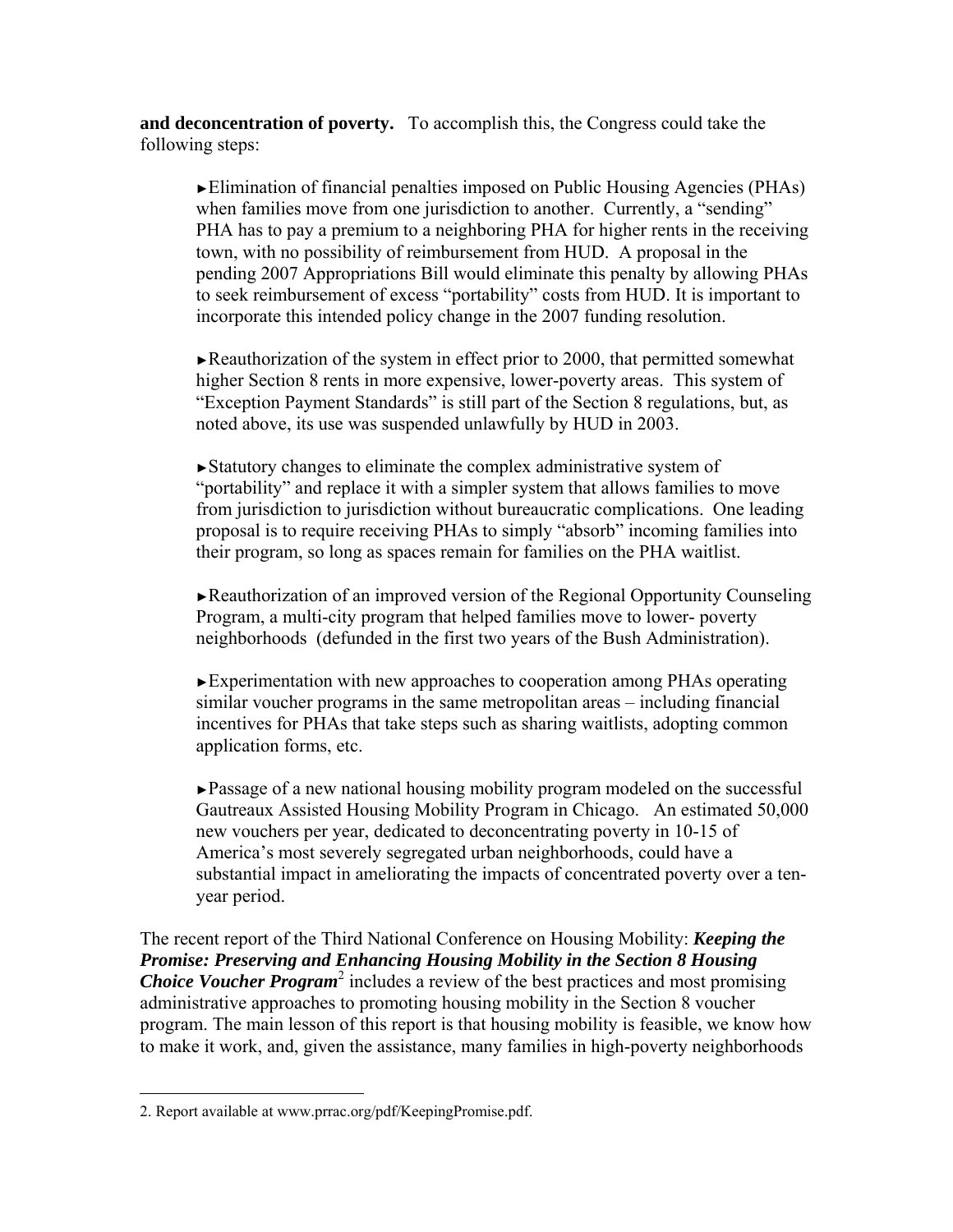**and deconcentration of poverty.** To accomplish this, the Congress could take the following steps:

►Elimination of financial penalties imposed on Public Housing Agencies (PHAs) when families move from one jurisdiction to another. Currently, a "sending" PHA has to pay a premium to a neighboring PHA for higher rents in the receiving town, with no possibility of reimbursement from HUD. A proposal in the pending 2007 Appropriations Bill would eliminate this penalty by allowing PHAs to seek reimbursement of excess "portability" costs from HUD. It is important to incorporate this intended policy change in the 2007 funding resolution.

►Reauthorization of the system in effect prior to 2000, that permitted somewhat higher Section 8 rents in more expensive, lower-poverty areas. This system of "Exception Payment Standards" is still part of the Section 8 regulations, but, as noted above, its use was suspended unlawfully by HUD in 2003.

►Statutory changes to eliminate the complex administrative system of "portability" and replace it with a simpler system that allows families to move from jurisdiction to jurisdiction without bureaucratic complications. One leading proposal is to require receiving PHAs to simply "absorb" incoming families into their program, so long as spaces remain for families on the PHA waitlist.

►Reauthorization of an improved version of the Regional Opportunity Counseling Program, a multi-city program that helped families move to lower- poverty neighborhoods (defunded in the first two years of the Bush Administration).

►Experimentation with new approaches to cooperation among PHAs operating similar voucher programs in the same metropolitan areas – including financial incentives for PHAs that take steps such as sharing waitlists, adopting common application forms, etc.

►Passage of a new national housing mobility program modeled on the successful Gautreaux Assisted Housing Mobility Program in Chicago. An estimated 50,000 new vouchers per year, dedicated to deconcentrating poverty in 10-15 of America's most severely segregated urban neighborhoods, could have a substantial impact in ameliorating the impacts of concentrated poverty over a ten-year period.

The recent report of the Third National Conference on Housing Mobility: ***Keeping the Promise: Preserving and Enhancing Housing Mobility in the Section 8 Housing Choice Voucher Program***[2] includes a review of the best practices and most promising administrative approaches to promoting housing mobility in the Section 8 voucher program. The main lesson of this report is that housing mobility is feasible, we know how to make it work, and, given the assistance, many families in high-poverty neighborhoods

2. Report available at www.prrac.org/pdf/KeepingPromise.pdf.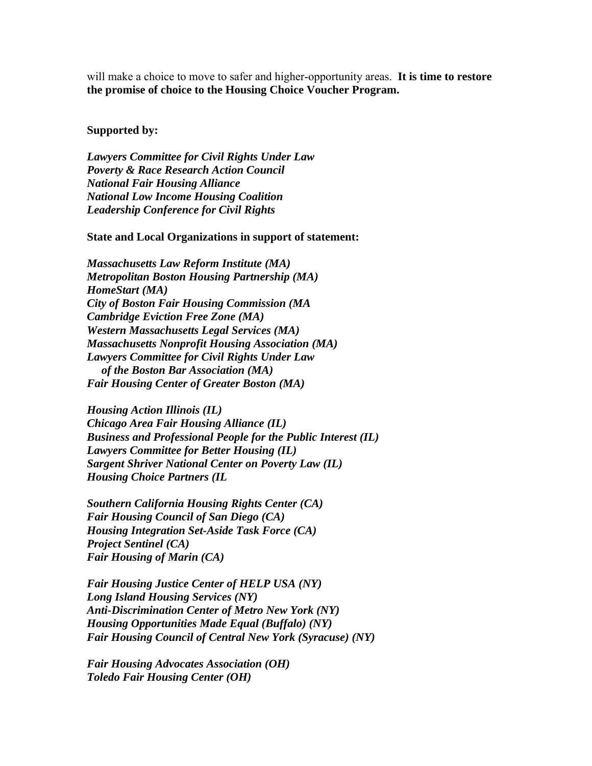will make a choice to move to safer and higher-opportunity areas. **It is time to restore the promise of choice to the Housing Choice Voucher Program.**

**Supported by:**

***Lawyers Committee for Civil Rights Under Law***
***Poverty & Race Research Action Council***
***National Fair Housing Alliance***
***National Low Income Housing Coalition***
***Leadership Conference for Civil Rights***

**State and Local Organizations in support of statement:**

***Massachusetts Law Reform Institute (MA)***
***Metropolitan Boston Housing Partnership (MA)***
***HomeStart (MA)***
***City of Boston Fair Housing Commission (MA***
***Cambridge Eviction Free Zone (MA)***
***Western Massachusetts Legal Services (MA)***
***Massachusetts Nonprofit Housing Association (MA)***
***Lawyers Committee for Civil Rights Under Law***
***of the Boston Bar Association (MA)***
***Fair Housing Center of Greater Boston (MA)***

***Housing Action Illinois (IL)***
***Chicago Area Fair Housing Alliance (IL)***
***Business and Professional People for the Public Interest (IL)***
***Lawyers Committee for Better Housing (IL)***
***Sargent Shriver National Center on Poverty Law (IL)***
***Housing Choice Partners (IL***

***Southern California Housing Rights Center (CA)***
***Fair Housing Council of San Diego (CA)***
***Housing Integration Set-Aside Task Force (CA)***
***Project Sentinel (CA)***
***Fair Housing of Marin (CA)***

***Fair Housing Justice Center of HELP USA (NY)***
***Long Island Housing Services (NY)***
***Anti-Discrimination Center of Metro New York (NY)***
***Housing Opportunities Made Equal (Buffalo) (NY)***
***Fair Housing Council of Central New York (Syracuse) (NY)***

***Fair Housing Advocates Association (OH)***
***Toledo Fair Housing Center (OH)***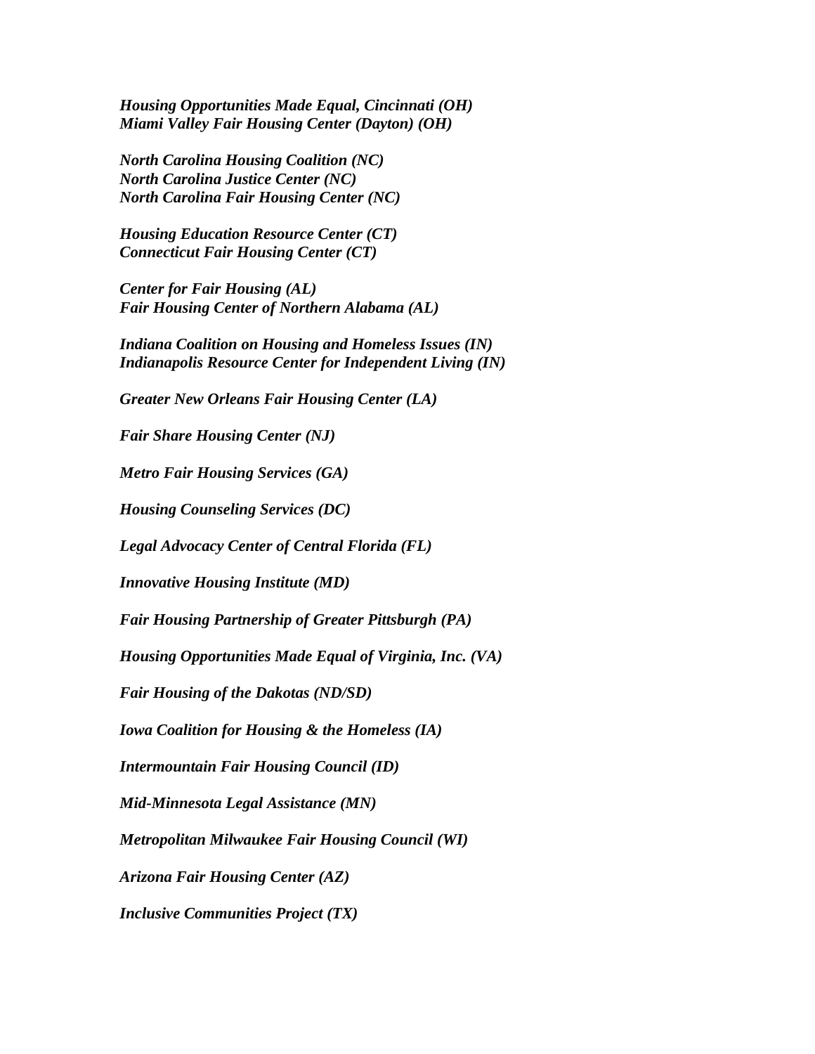***Housing Opportunities Made Equal, Cincinnati (OH)***
***Miami Valley Fair Housing Center (Dayton) (OH)***

***North Carolina Housing Coalition (NC)***
***North Carolina Justice Center (NC)***
***North Carolina Fair Housing Center (NC)***

***Housing Education Resource Center (CT)***
***Connecticut Fair Housing Center (CT)***

***Center for Fair Housing (AL)***
***Fair Housing Center of Northern Alabama (AL)***

***Indiana Coalition on Housing and Homeless Issues (IN)***
***Indianapolis Resource Center for Independent Living (IN)***

***Greater New Orleans Fair Housing Center (LA)***

***Fair Share Housing Center (NJ)***

***Metro Fair Housing Services (GA)***

***Housing Counseling Services (DC)***

***Legal Advocacy Center of Central Florida (FL)***

***Innovative Housing Institute (MD)***

***Fair Housing Partnership of Greater Pittsburgh (PA)***

***Housing Opportunities Made Equal of Virginia, Inc. (VA)***

***Fair Housing of the Dakotas (ND/SD)***

***Iowa Coalition for Housing & the Homeless (IA)***

***Intermountain Fair Housing Council (ID)***

***Mid-Minnesota Legal Assistance (MN)***

***Metropolitan Milwaukee Fair Housing Council (WI)***

***Arizona Fair Housing Center (AZ)***

***Inclusive Communities Project (TX)***